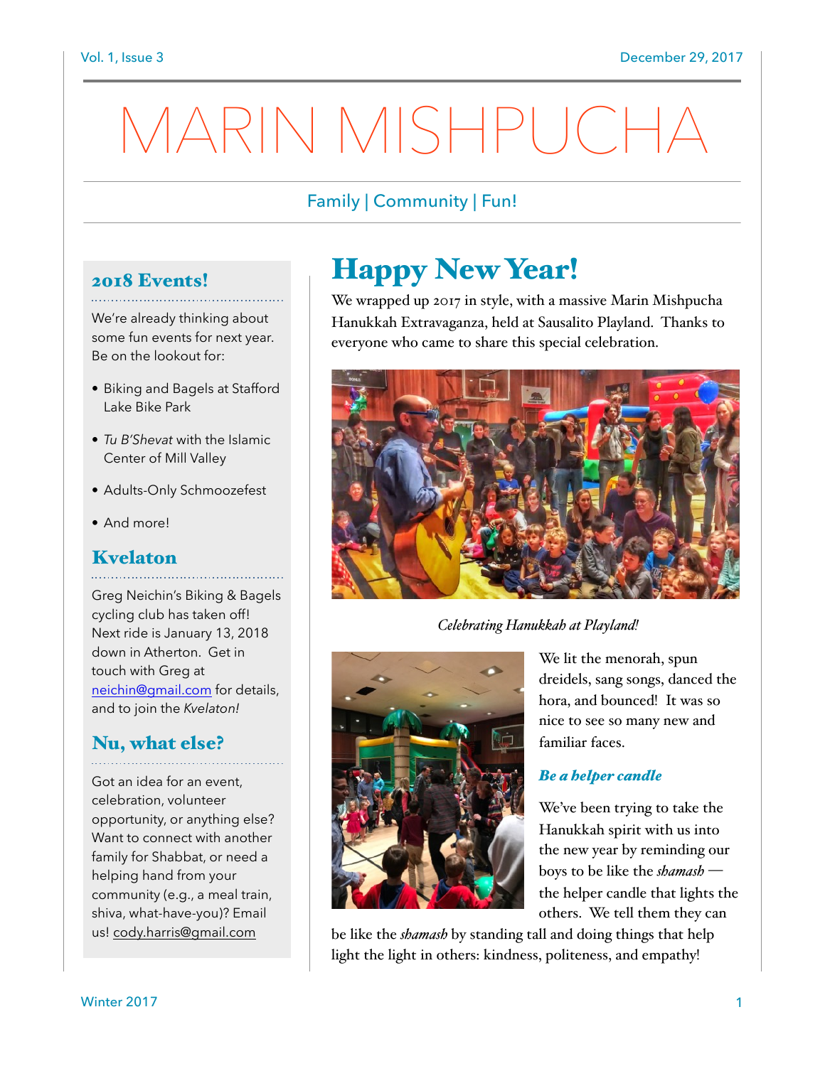# MARIN MISHPUCHA

Family | Community | Fun!

## Happy New Year!

We wrapped up 2017 in style, with a massive Marin Mishpucha Hanukkah Extravaganza, held at Sausalito Playland. Thanks to everyone who came to share this special celebration.

*Celebrating Hanukkah at Playland!*

We lit the menorah, spun dreidels, sang songs, danced the hora, and bounced! It was so nice to see so many new and familiar faces.

### *Be a helper candle*

We've been trying to take the Hanukkah spirit with us into the new year by reminding our boys to be like the *shamash* — the helper candle that lights the others. We tell them they can be like the *shamash* by standing tall and doing things that help light the light in others: kindness, politeness, and empathy!

## 2018 Events!

We're already thinking about some fun events for next year. Be on the lookout for:

- Biking and Bagels at Stafford Lake Bike Park
- *Tu B'Shevat* with the Islamic Center of Mill Valley
- Adults-Only Schmoozefest
- And more!

## Kvelaton

Greg Neichin's Biking & Bagels cycling club has taken off! Next ride is January 13, 2018 down in Atherton. Get in touch with Greg at neichin@gmail.com for details, and to join the *Kvelaton!*

## Nu, what else?

Got an idea for an event, celebration, volunteer opportunity, or anything else? Want to connect with another family for Shabbat, or need a helping hand from your community (e.g., a meal train, shiva, what-have-you)? Email us! cody.harris@gmail.com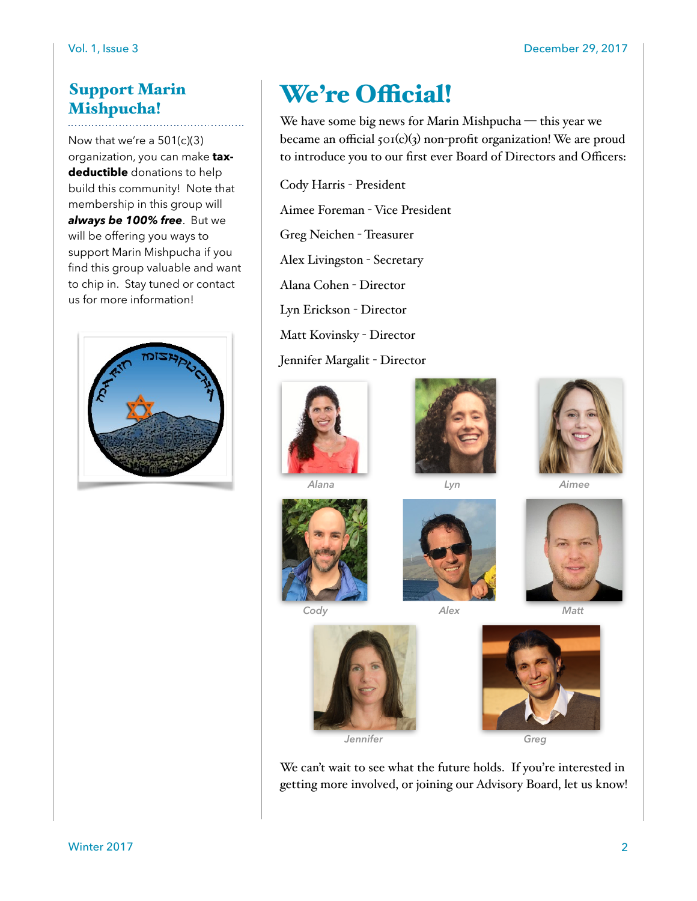## Support Marin Mishpucha!

Now that we're a 501(c)(3) organization, you can make **tax-deductible** donations to help build this community! Note that membership in this group will ***always be 100% free***. But we will be offering you ways to support Marin Mishpucha if you find this group valuable and want to chip in. Stay tuned or contact us for more information!

# We're Official!

We have some big news for Marin Mishpucha — this year we became an official 501(c)(3) non-profit organization! We are proud to introduce you to our first ever Board of Directors and Officers:

Cody Harris - President

Aimee Foreman - Vice President

Greg Neichen - Treasurer

Alex Livingston - Secretary

Alana Cohen - Director

Lyn Erickson - Director

Matt Kovinsky - Director

Jennifer Margalit - Director

Alana

Lyn

Aimee

Cody

Alex

Matt

Jennifer

Greg

We can't wait to see what the future holds. If you're interested in getting more involved, or joining our Advisory Board, let us know!